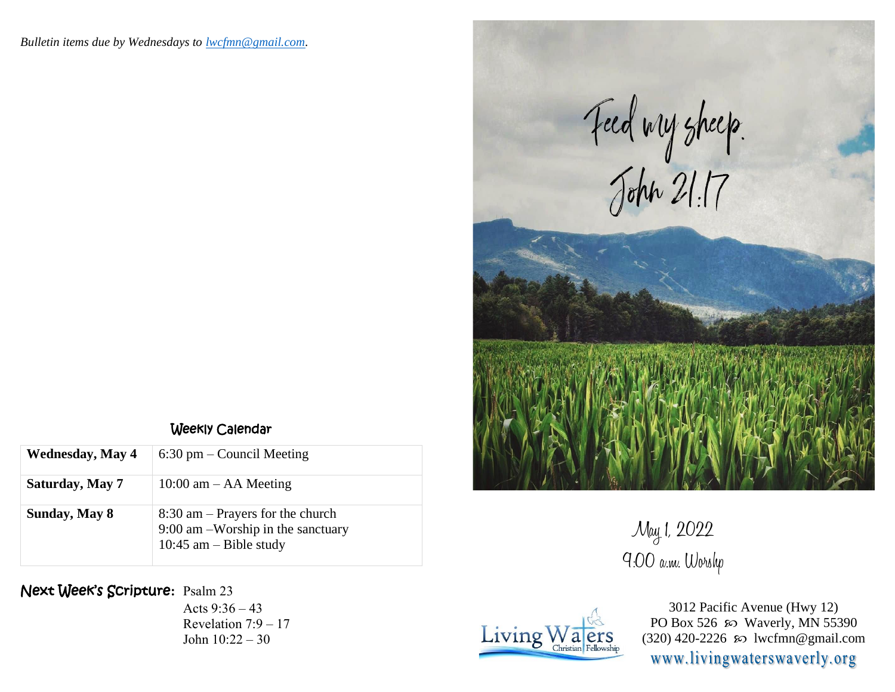*Bulletin items due by Wednesdays to lwcfmn@gmail.com.*

## Weekly Calendar

| | |
|---|---|
| **Wednesday, May 4** | 6:30 pm – Council Meeting |
| **Saturday, May 7** | 10:00 am – AA Meeting |
| **Sunday, May 8** | 8:30 am – Prayers for the church<br>9:00 am –Worship in the sanctuary<br>10:45 am – Bible study |

**Next Week's Scripture:** Psalm 23
Acts 9:36 – 43
Revelation 7:9 – 17
John 10:22 – 30

Feed my sheep.
John 21:17

May 1, 2022
9:00 a.m. Worship

Living Waters Christian Fellowship

3012 Pacific Avenue (Hwy 12)
PO Box 526 ∞ Waverly, MN 55390
(320) 420-2226 ∞ lwcfmn@gmail.com
www.livingwaterswaverly.org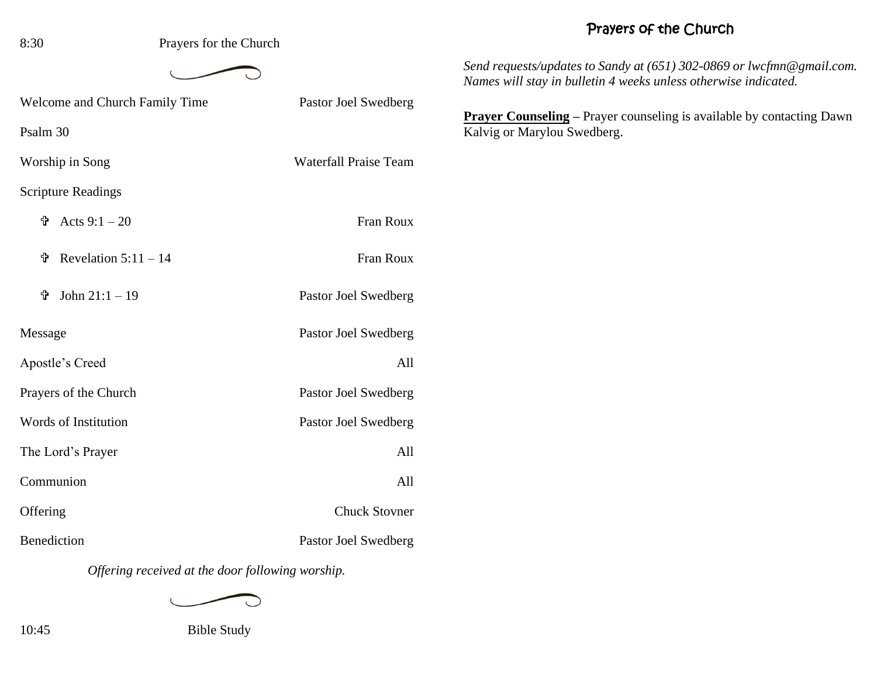8:30 Prayers for the Church

| | |
|---|---|
| Welcome and Church Family Time | Pastor Joel Swedberg |
| Psalm 30 | |
| Worship in Song | Waterfall Praise Team |
| Scripture Readings | |
| ✞ Acts 9:1 – 20 | Fran Roux |
| ✞ Revelation 5:11 – 14 | Fran Roux |
| ✞ John 21:1 – 19 | Pastor Joel Swedberg |
| Message | Pastor Joel Swedberg |
| Apostle's Creed | All |
| Prayers of the Church | Pastor Joel Swedberg |
| Words of Institution | Pastor Joel Swedberg |
| The Lord's Prayer | All |
| Communion | All |
| Offering | Chuck Stovner |
| Benediction | Pastor Joel Swedberg |

*Offering received at the door following worship.*

10:45 Bible Study

## Prayers of the Church

*Send requests/updates to Sandy at (651) 302-0869 or lwcfmn@gmail.com. Names will stay in bulletin 4 weeks unless otherwise indicated.*

**Prayer Counseling** – Prayer counseling is available by contacting Dawn Kalvig or Marylou Swedberg.